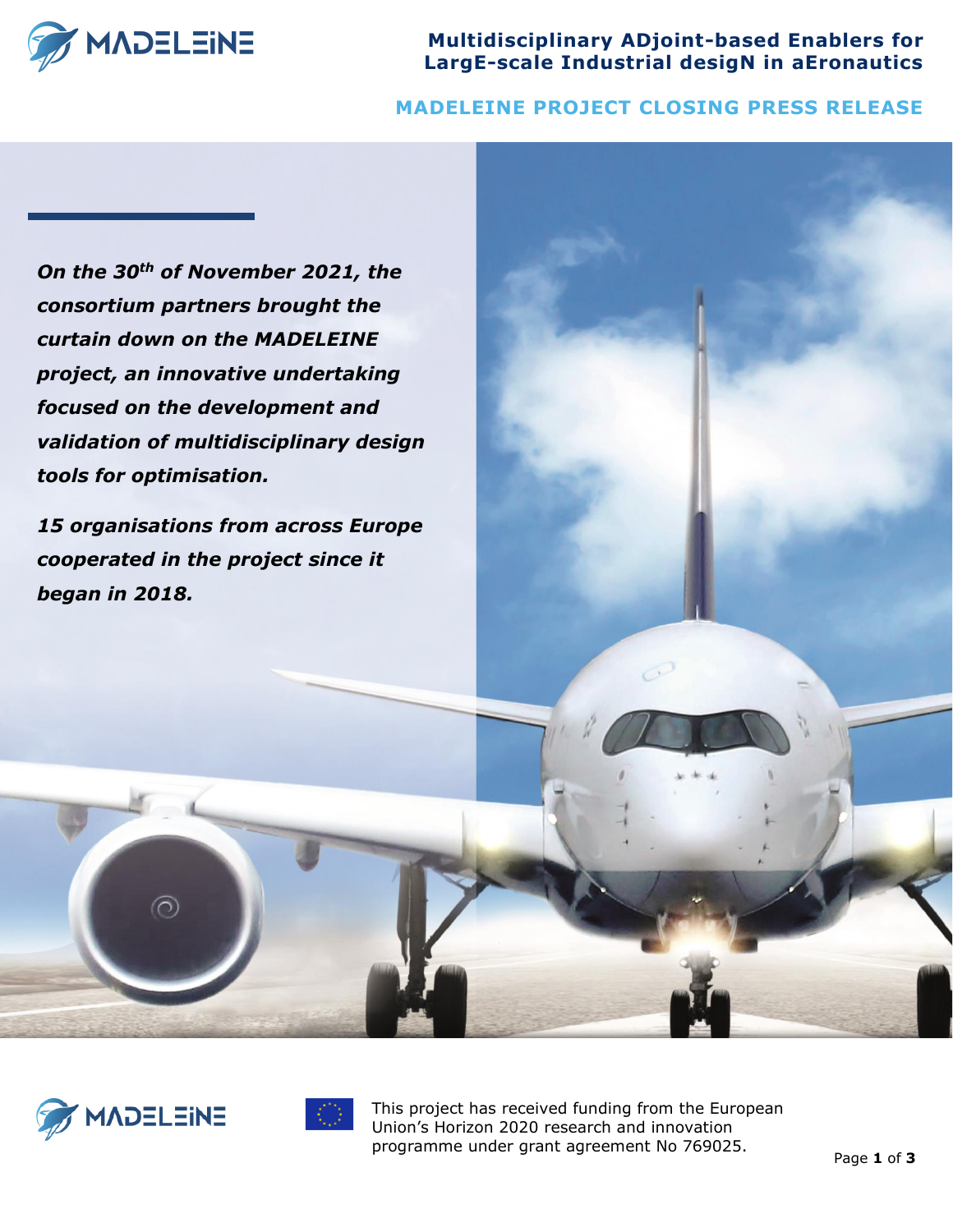# Multidisciplinary ADjoint-based Enablers for LargE-scale Industrial desigN in aEronautics

## MADELEINE PROJECT CLOSING PRESS RELEASE

***On the 30th of November 2021, the consortium partners brought the curtain down on the MADELEINE project, an innovative undertaking focused on the development and validation of multidisciplinary design tools for optimisation.***

***15 organisations from across Europe cooperated in the project since it began in 2018.***

This project has received funding from the European Union's Horizon 2020 research and innovation programme under grant agreement No 769025.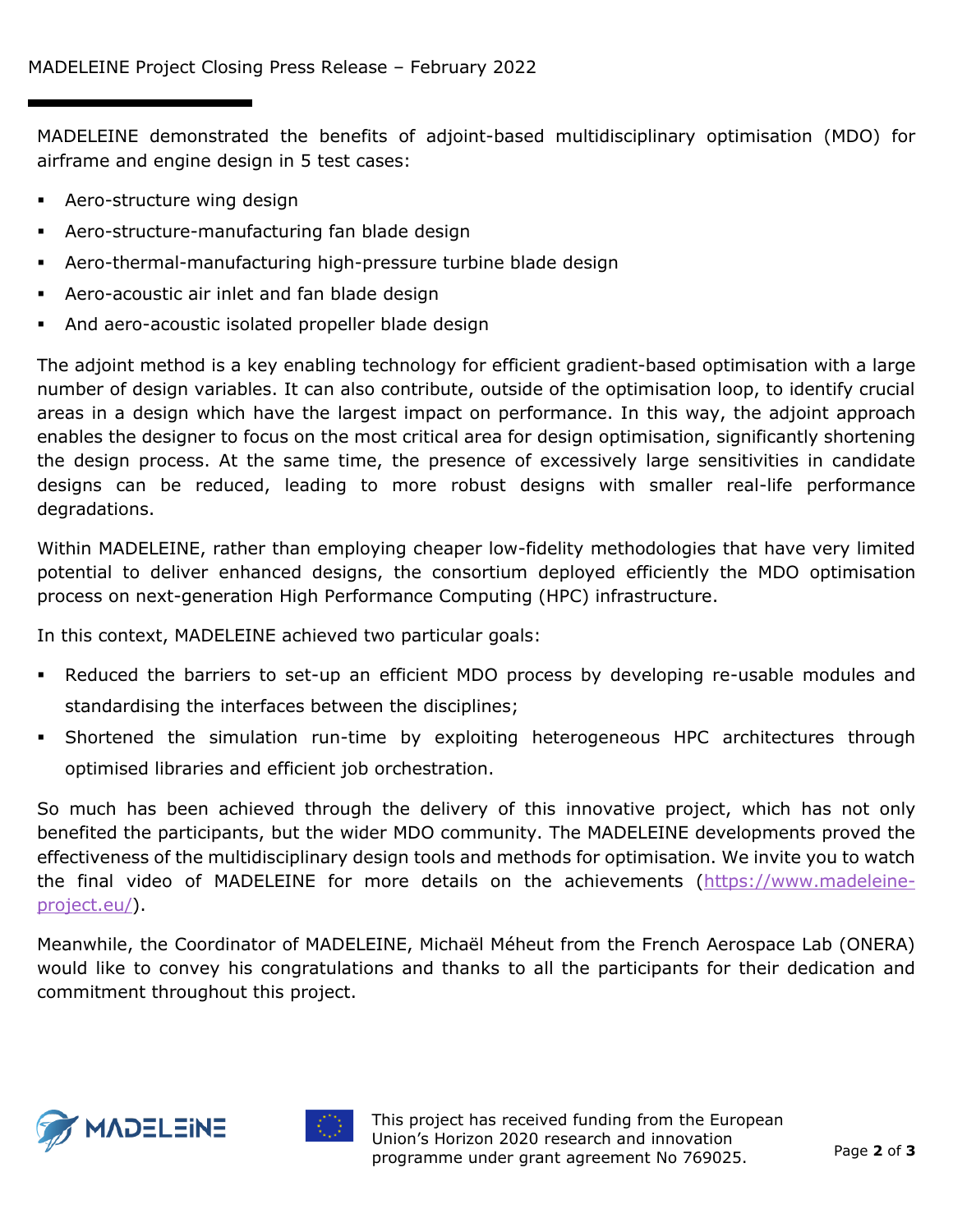MADELEINE demonstrated the benefits of adjoint-based multidisciplinary optimisation (MDO) for airframe and engine design in 5 test cases:

- Aero-structure wing design
- Aero-structure-manufacturing fan blade design
- Aero-thermal-manufacturing high-pressure turbine blade design
- Aero-acoustic air inlet and fan blade design
- And aero-acoustic isolated propeller blade design

The adjoint method is a key enabling technology for efficient gradient-based optimisation with a large number of design variables. It can also contribute, outside of the optimisation loop, to identify crucial areas in a design which have the largest impact on performance. In this way, the adjoint approach enables the designer to focus on the most critical area for design optimisation, significantly shortening the design process. At the same time, the presence of excessively large sensitivities in candidate designs can be reduced, leading to more robust designs with smaller real-life performance degradations.

Within MADELEINE, rather than employing cheaper low-fidelity methodologies that have very limited potential to deliver enhanced designs, the consortium deployed efficiently the MDO optimisation process on next-generation High Performance Computing (HPC) infrastructure.

In this context, MADELEINE achieved two particular goals:

- Reduced the barriers to set-up an efficient MDO process by developing re-usable modules and standardising the interfaces between the disciplines;
- Shortened the simulation run-time by exploiting heterogeneous HPC architectures through optimised libraries and efficient job orchestration.

So much has been achieved through the delivery of this innovative project, which has not only benefited the participants, but the wider MDO community. The MADELEINE developments proved the effectiveness of the multidisciplinary design tools and methods for optimisation. We invite you to watch the final video of MADELEINE for more details on the achievements (https://www.madeleine-project.eu/).

Meanwhile, the Coordinator of MADELEINE, Michaël Méheut from the French Aerospace Lab (ONERA) would like to convey his congratulations and thanks to all the participants for their dedication and commitment throughout this project.

This project has received funding from the European Union's Horizon 2020 research and innovation programme under grant agreement No 769025.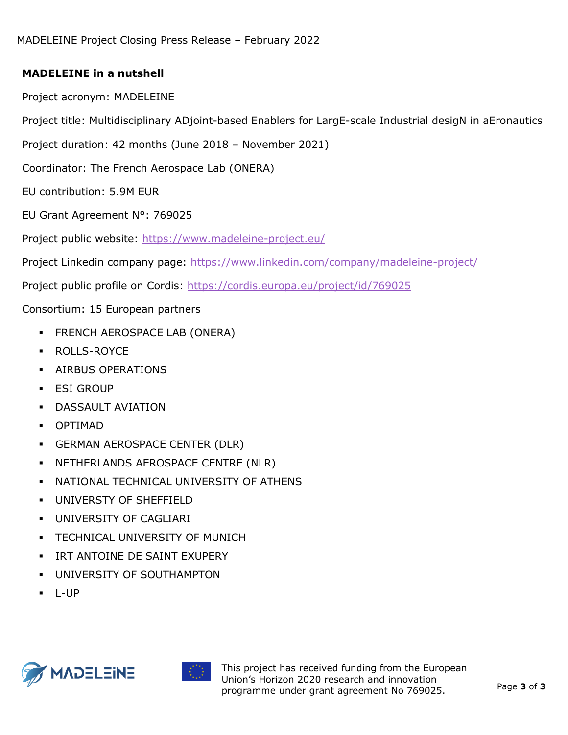## MADELEINE in a nutshell

Project acronym: MADELEINE

Project title: Multidisciplinary ADjoint-based Enablers for LargE-scale Industrial desigN in aEronautics

Project duration: 42 months (June 2018 – November 2021)

Coordinator: The French Aerospace Lab (ONERA)

EU contribution: 5.9M EUR

EU Grant Agreement N°: 769025

Project public website: https://www.madeleine-project.eu/

Project Linkedin company page: https://www.linkedin.com/company/madeleine-project/

Project public profile on Cordis: https://cordis.europa.eu/project/id/769025

Consortium: 15 European partners

- FRENCH AEROSPACE LAB (ONERA)
- ROLLS-ROYCE
- AIRBUS OPERATIONS
- ESI GROUP
- DASSAULT AVIATION
- OPTIMAD
- GERMAN AEROSPACE CENTER (DLR)
- NETHERLANDS AEROSPACE CENTRE (NLR)
- NATIONAL TECHNICAL UNIVERSITY OF ATHENS
- UNIVERSTY OF SHEFFIELD
- UNIVERSITY OF CAGLIARI
- TECHNICAL UNIVERSITY OF MUNICH
- IRT ANTOINE DE SAINT EXUPERY
- UNIVERSITY OF SOUTHAMPTON
- L-UP

This project has received funding from the European Union's Horizon 2020 research and innovation programme under grant agreement No 769025.